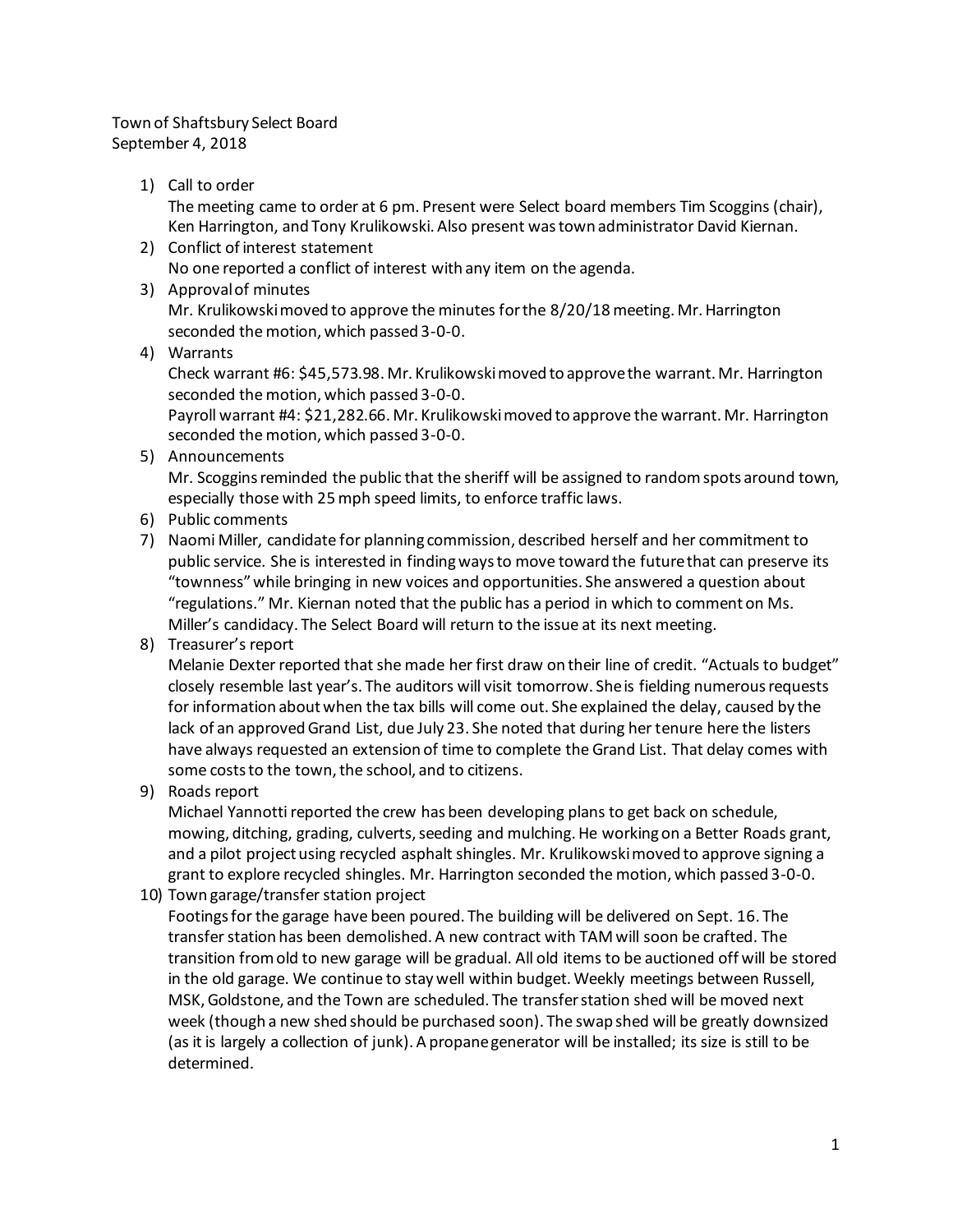Town of Shaftsbury Select Board
September 4, 2018

1) Call to order
   The meeting came to order at 6 pm. Present were Select board members Tim Scoggins (chair), Ken Harrington, and Tony Krulikowski. Also present was town administrator David Kiernan.
2) Conflict of interest statement
   No one reported a conflict of interest with any item on the agenda.
3) Approval of minutes
   Mr. Krulikowski moved to approve the minutes for the 8/20/18 meeting. Mr. Harrington seconded the motion, which passed 3-0-0.
4) Warrants
   Check warrant #6: $45,573.98. Mr. Krulikowski moved to approve the warrant. Mr. Harrington seconded the motion, which passed 3-0-0.
   Payroll warrant #4: $21,282.66. Mr. Krulikowski moved to approve the warrant. Mr. Harrington seconded the motion, which passed 3-0-0.
5) Announcements
   Mr. Scoggins reminded the public that the sheriff will be assigned to random spots around town, especially those with 25 mph speed limits, to enforce traffic laws.
6) Public comments
7) Naomi Miller, candidate for planning commission, described herself and her commitment to public service. She is interested in finding ways to move toward the future that can preserve its "townness" while bringing in new voices and opportunities. She answered a question about "regulations." Mr. Kiernan noted that the public has a period in which to comment on Ms. Miller's candidacy. The Select Board will return to the issue at its next meeting.
8) Treasurer's report
   Melanie Dexter reported that she made her first draw on their line of credit. "Actuals to budget" closely resemble last year's. The auditors will visit tomorrow. She is fielding numerous requests for information about when the tax bills will come out. She explained the delay, caused by the lack of an approved Grand List, due July 23. She noted that during her tenure here the listers have always requested an extension of time to complete the Grand List. That delay comes with some costs to the town, the school, and to citizens.
9) Roads report
   Michael Yannotti reported the crew has been developing plans to get back on schedule, mowing, ditching, grading, culverts, seeding and mulching. He working on a Better Roads grant, and a pilot project using recycled asphalt shingles. Mr. Krulikowski moved to approve signing a grant to explore recycled shingles. Mr. Harrington seconded the motion, which passed 3-0-0.
10) Town garage/transfer station project
    Footings for the garage have been poured. The building will be delivered on Sept. 16. The transfer station has been demolished. A new contract with TAM will soon be crafted. The transition from old to new garage will be gradual. All old items to be auctioned off will be stored in the old garage. We continue to stay well within budget. Weekly meetings between Russell, MSK, Goldstone, and the Town are scheduled. The transfer station shed will be moved next week (though a new shed should be purchased soon). The swap shed will be greatly downsized (as it is largely a collection of junk). A propane generator will be installed; its size is still to be determined.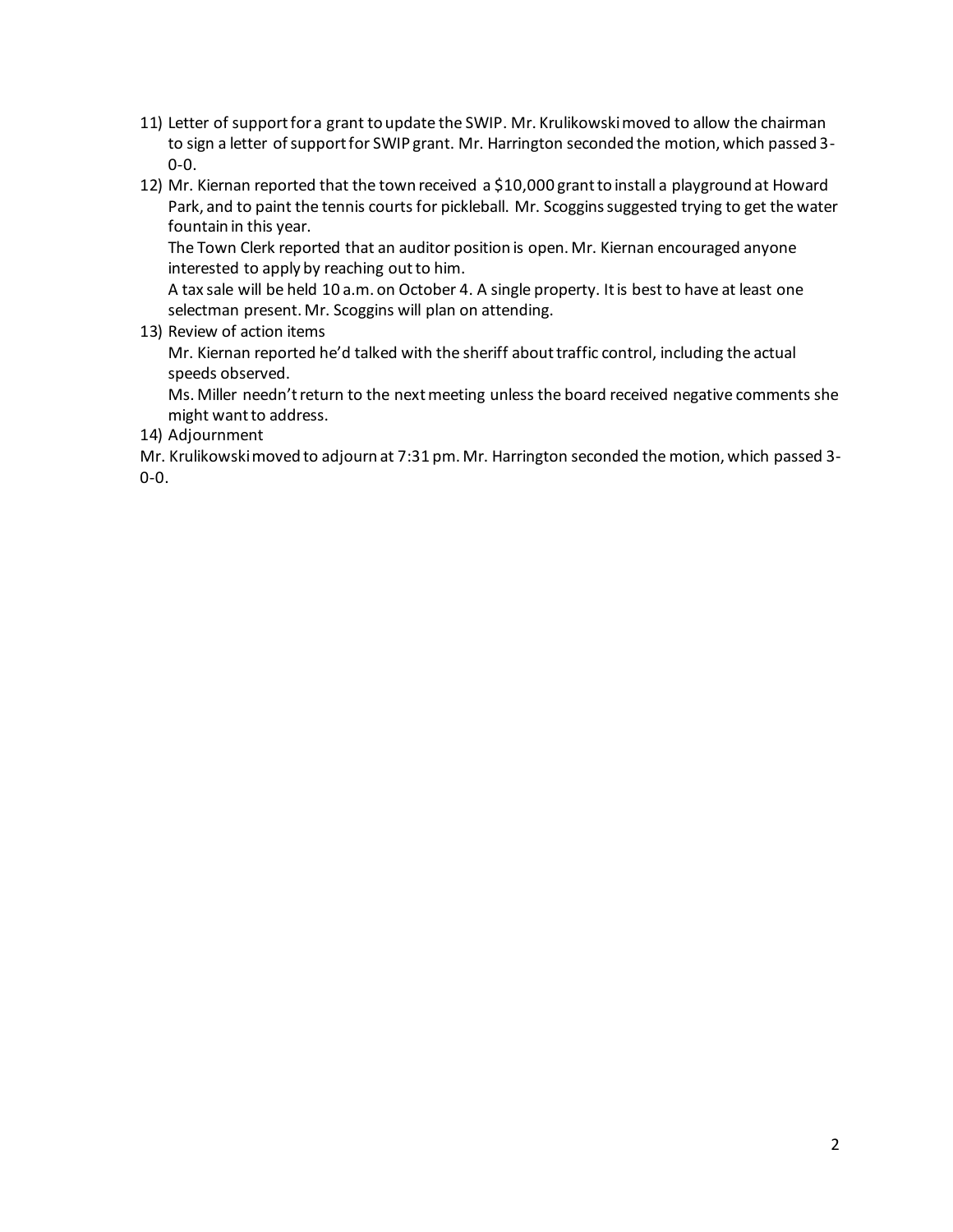11) Letter of support for a grant to update the SWIP. Mr. Krulikowski moved to allow the chairman to sign a letter of support for SWIP grant. Mr. Harrington seconded the motion, which passed 3-0-0.
12) Mr. Kiernan reported that the town received a $10,000 grant to install a playground at Howard Park, and to paint the tennis courts for pickleball. Mr. Scoggins suggested trying to get the water fountain in this year.
    The Town Clerk reported that an auditor position is open. Mr. Kiernan encouraged anyone interested to apply by reaching out to him.
    A tax sale will be held 10 a.m. on October 4. A single property. It is best to have at least one selectman present. Mr. Scoggins will plan on attending.
13) Review of action items
    Mr. Kiernan reported he'd talked with the sheriff about traffic control, including the actual speeds observed.
    Ms. Miller needn't return to the next meeting unless the board received negative comments she might want to address.
14) Adjournment

Mr. Krulikowski moved to adjourn at 7:31 pm. Mr. Harrington seconded the motion, which passed 3-0-0.